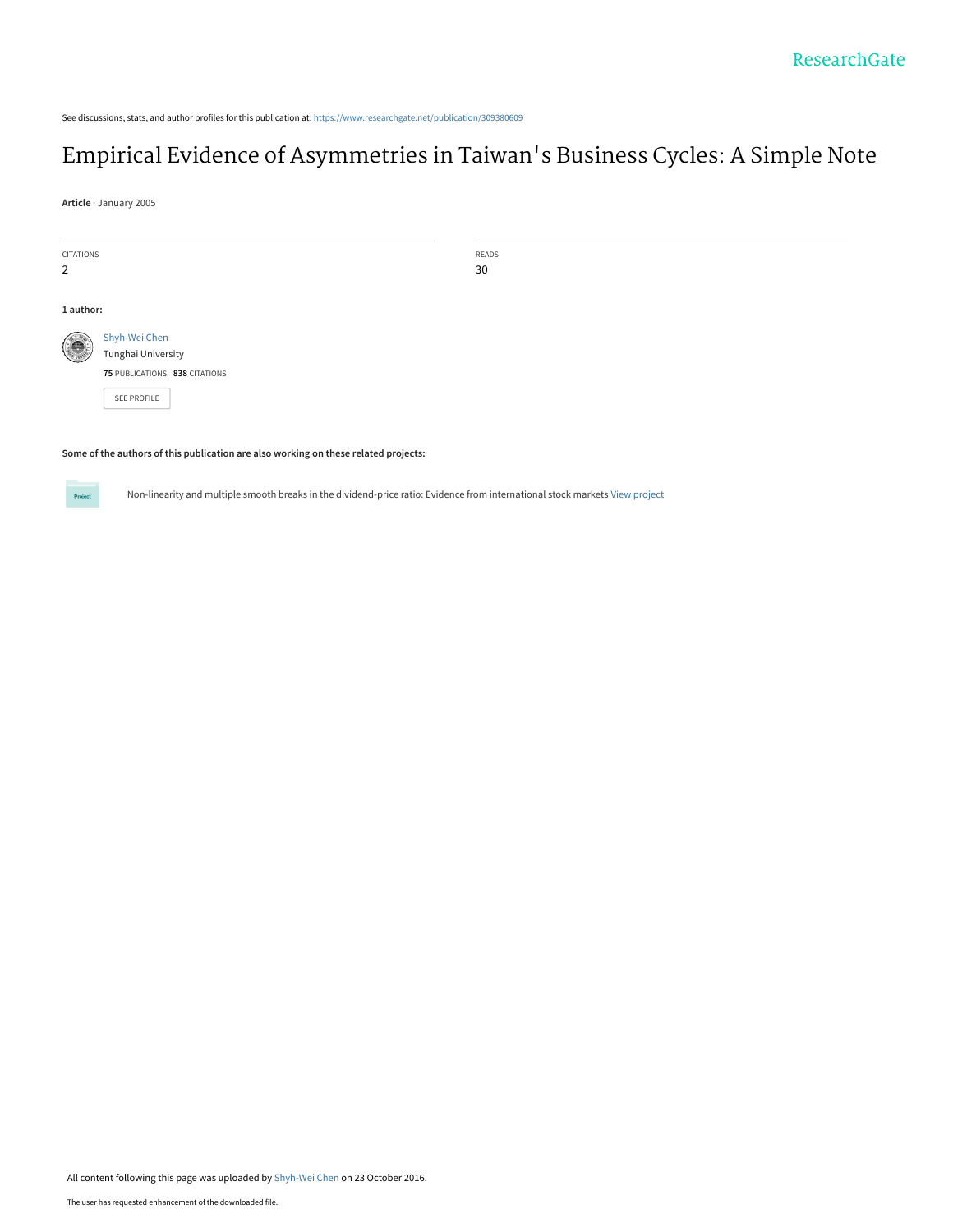See discussions, stats, and author profiles for this publication at: https://www.researchgate.net/publication/309380609

# Empirical Evidence of Asymmetries in Taiwan's Business Cycles: A Simple Note

**Article** · January 2005

| CITATIONS | READS |
| --- | --- |
| 2 | 30 |

**1 author:**

Shyh-Wei Chen
Tunghai University
**75** PUBLICATIONS **838** CITATIONS

SEE PROFILE

**Some of the authors of this publication are also working on these related projects:**

Non-linearity and multiple smooth breaks in the dividend-price ratio: Evidence from international stock markets View project

All content following this page was uploaded by Shyh-Wei Chen on 23 October 2016.

The user has requested enhancement of the downloaded file.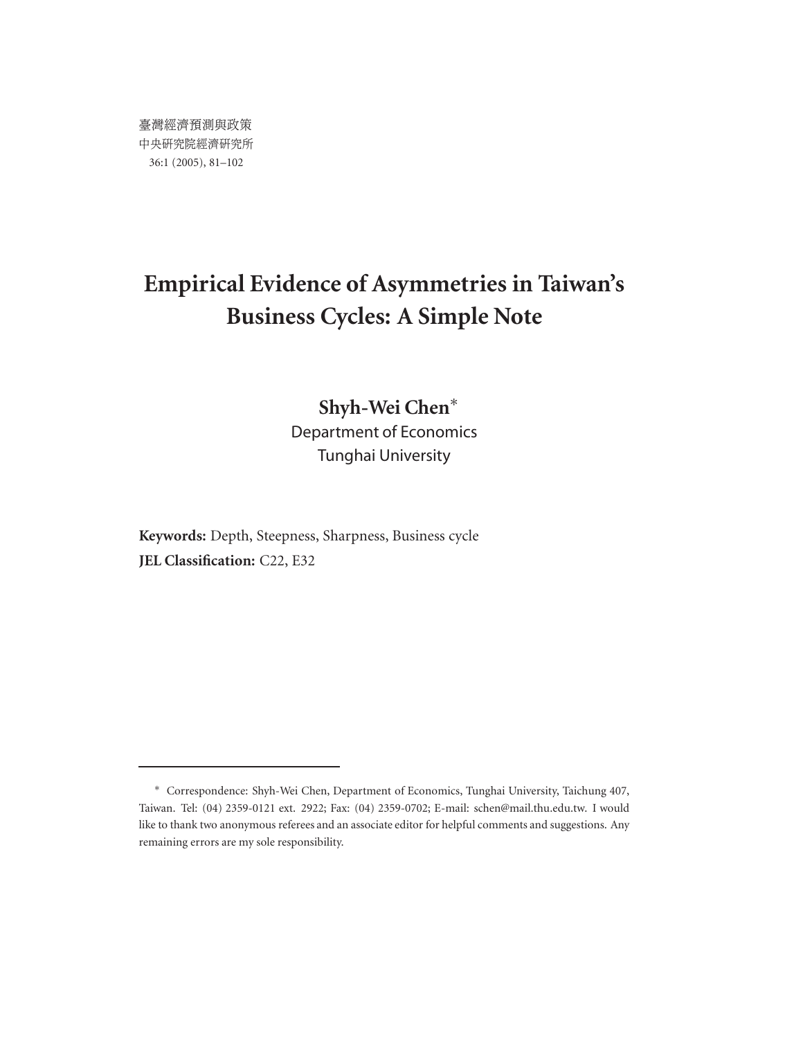臺灣經濟預測與政策
中央研究院經濟研究所
36:1 (2005), 81–102

# Empirical Evidence of Asymmetries in Taiwan's Business Cycles: A Simple Note

**Shyh-Wei Chen***

Department of Economics
Tunghai University

**Keywords:** Depth, Steepness, Sharpness, Business cycle

**JEL Classification:** C22, E32

---

* Correspondence: Shyh-Wei Chen, Department of Economics, Tunghai University, Taichung 407, Taiwan. Tel: (04) 2359-0121 ext. 2922; Fax: (04) 2359-0702; E-mail: schen@mail.thu.edu.tw. I would like to thank two anonymous referees and an associate editor for helpful comments and suggestions. Any remaining errors are my sole responsibility.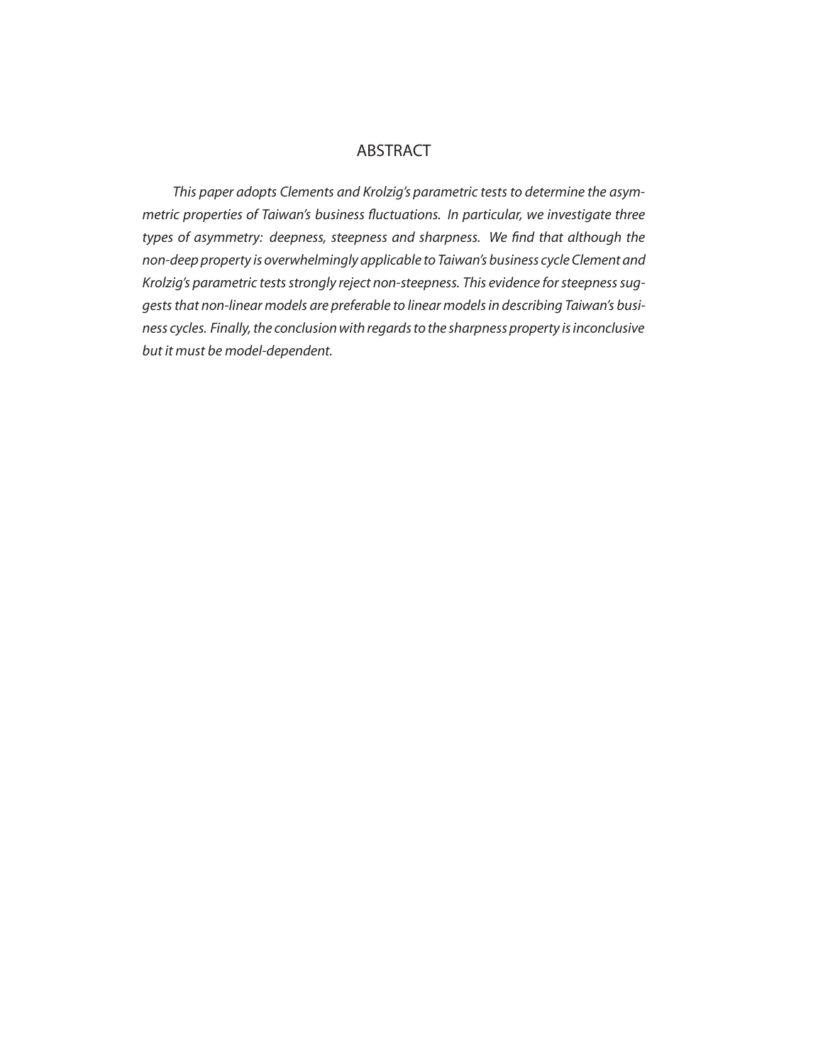## ABSTRACT

*This paper adopts Clements and Krolzig's parametric tests to determine the asymmetric properties of Taiwan's business fluctuations. In particular, we investigate three types of asymmetry: deepness, steepness and sharpness. We find that although the non-deep property is overwhelmingly applicable to Taiwan's business cycle Clement and Krolzig's parametric tests strongly reject non-steepness. This evidence for steepness suggests that non-linear models are preferable to linear models in describing Taiwan's business cycles. Finally, the conclusion with regards to the sharpness property is inconclusive but it must be model-dependent.*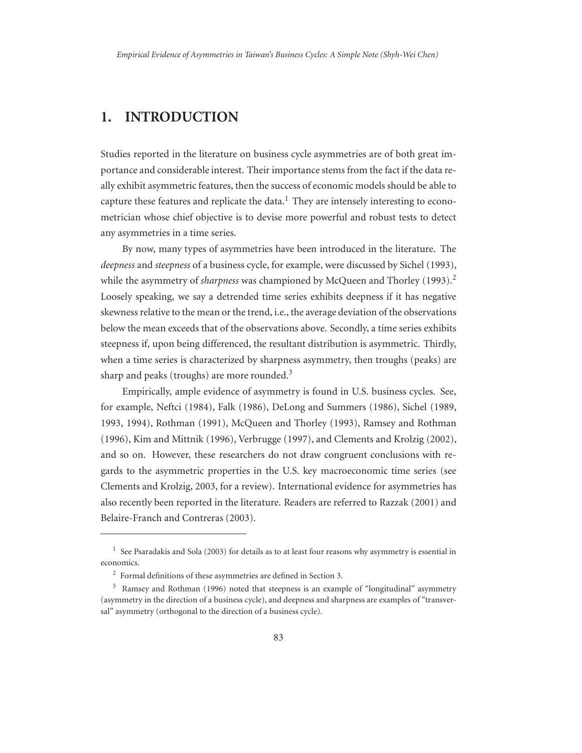## 1. INTRODUCTION

Studies reported in the literature on business cycle asymmetries are of both great importance and considerable interest. Their importance stems from the fact if the data really exhibit asymmetric features, then the success of economic models should be able to capture these features and replicate the data.[1] They are intensely interesting to econometrician whose chief objective is to devise more powerful and robust tests to detect any asymmetries in a time series.

By now, many types of asymmetries have been introduced in the literature. The *deepness* and *steepness* of a business cycle, for example, were discussed by Sichel (1993), while the asymmetry of *sharpness* was championed by McQueen and Thorley (1993).[2] Loosely speaking, we say a detrended time series exhibits deepness if it has negative skewness relative to the mean or the trend, i.e., the average deviation of the observations below the mean exceeds that of the observations above. Secondly, a time series exhibits steepness if, upon being differenced, the resultant distribution is asymmetric. Thirdly, when a time series is characterized by sharpness asymmetry, then troughs (peaks) are sharp and peaks (troughs) are more rounded.[3]

Empirically, ample evidence of asymmetry is found in U.S. business cycles. See, for example, Neftci (1984), Falk (1986), DeLong and Summers (1986), Sichel (1989, 1993, 1994), Rothman (1991), McQueen and Thorley (1993), Ramsey and Rothman (1996), Kim and Mittnik (1996), Verbrugge (1997), and Clements and Krolzig (2002), and so on. However, these researchers do not draw congruent conclusions with regards to the asymmetric properties in the U.S. key macroeconomic time series (see Clements and Krolzig, 2003, for a review). International evidence for asymmetries has also recently been reported in the literature. Readers are referred to Razzak (2001) and Belaire-Franch and Contreras (2003).

---

[1] See Psaradakis and Sola (2003) for details as to at least four reasons why asymmetry is essential in economics.

[2] Formal definitions of these asymmetries are defined in Section 3.

[3] Ramsey and Rothman (1996) noted that steepness is an example of "longitudinal" asymmetry (asymmetry in the direction of a business cycle), and deepness and sharpness are examples of "transversal" asymmetry (orthogonal to the direction of a business cycle).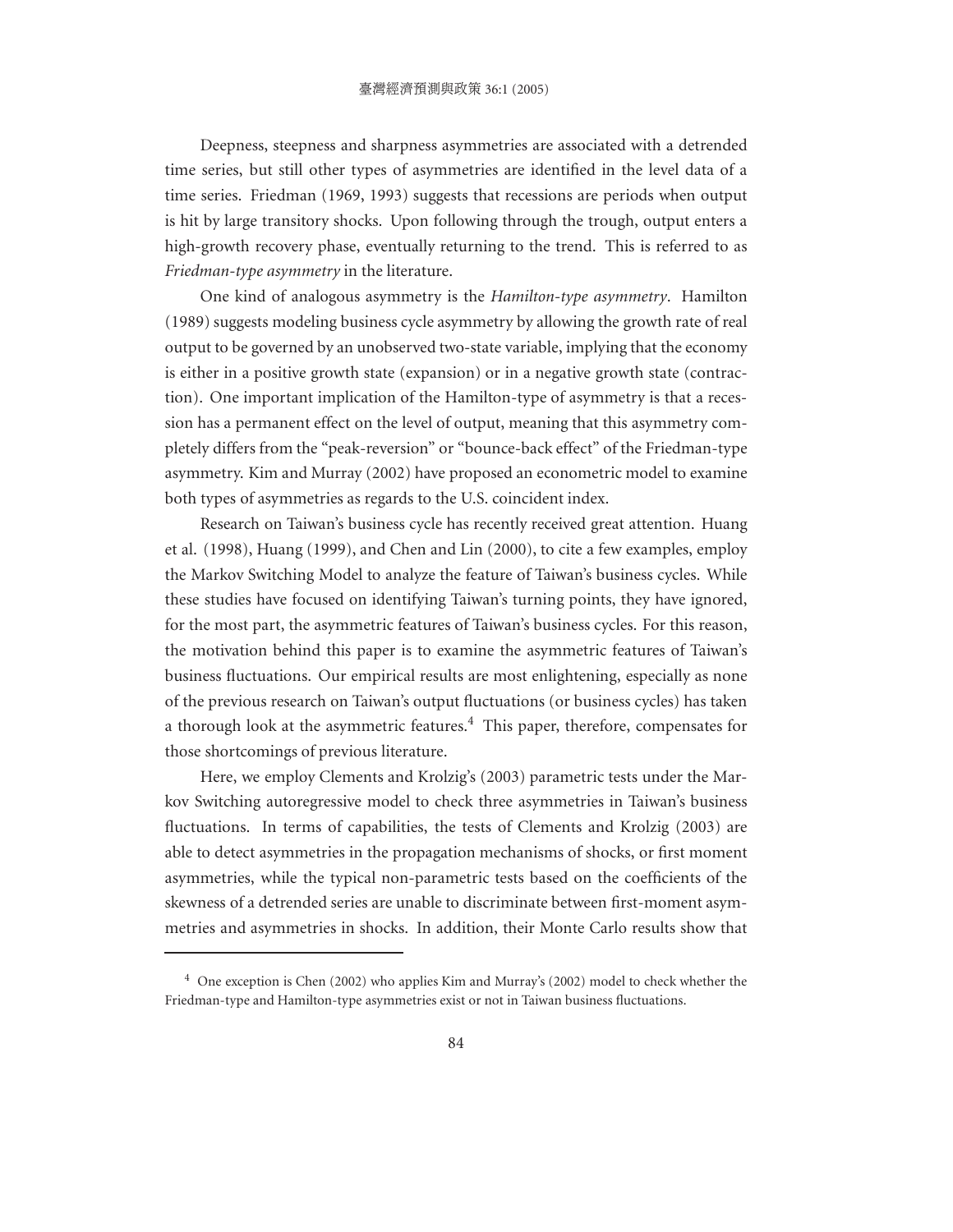Deepness, steepness and sharpness asymmetries are associated with a detrended time series, but still other types of asymmetries are identified in the level data of a time series. Friedman (1969, 1993) suggests that recessions are periods when output is hit by large transitory shocks. Upon following through the trough, output enters a high-growth recovery phase, eventually returning to the trend. This is referred to as *Friedman-type asymmetry* in the literature.

One kind of analogous asymmetry is the *Hamilton-type asymmetry*. Hamilton (1989) suggests modeling business cycle asymmetry by allowing the growth rate of real output to be governed by an unobserved two-state variable, implying that the economy is either in a positive growth state (expansion) or in a negative growth state (contraction). One important implication of the Hamilton-type of asymmetry is that a recession has a permanent effect on the level of output, meaning that this asymmetry completely differs from the "peak-reversion" or "bounce-back effect" of the Friedman-type asymmetry. Kim and Murray (2002) have proposed an econometric model to examine both types of asymmetries as regards to the U.S. coincident index.

Research on Taiwan's business cycle has recently received great attention. Huang et al. (1998), Huang (1999), and Chen and Lin (2000), to cite a few examples, employ the Markov Switching Model to analyze the feature of Taiwan's business cycles. While these studies have focused on identifying Taiwan's turning points, they have ignored, for the most part, the asymmetric features of Taiwan's business cycles. For this reason, the motivation behind this paper is to examine the asymmetric features of Taiwan's business fluctuations. Our empirical results are most enlightening, especially as none of the previous research on Taiwan's output fluctuations (or business cycles) has taken a thorough look at the asymmetric features.[4] This paper, therefore, compensates for those shortcomings of previous literature.

Here, we employ Clements and Krolzig's (2003) parametric tests under the Markov Switching autoregressive model to check three asymmetries in Taiwan's business fluctuations. In terms of capabilities, the tests of Clements and Krolzig (2003) are able to detect asymmetries in the propagation mechanisms of shocks, or first moment asymmetries, while the typical non-parametric tests based on the coefficients of the skewness of a detrended series are unable to discriminate between first-moment asymmetries and asymmetries in shocks. In addition, their Monte Carlo results show that

---

[4] One exception is Chen (2002) who applies Kim and Murray's (2002) model to check whether the Friedman-type and Hamilton-type asymmetries exist or not in Taiwan business fluctuations.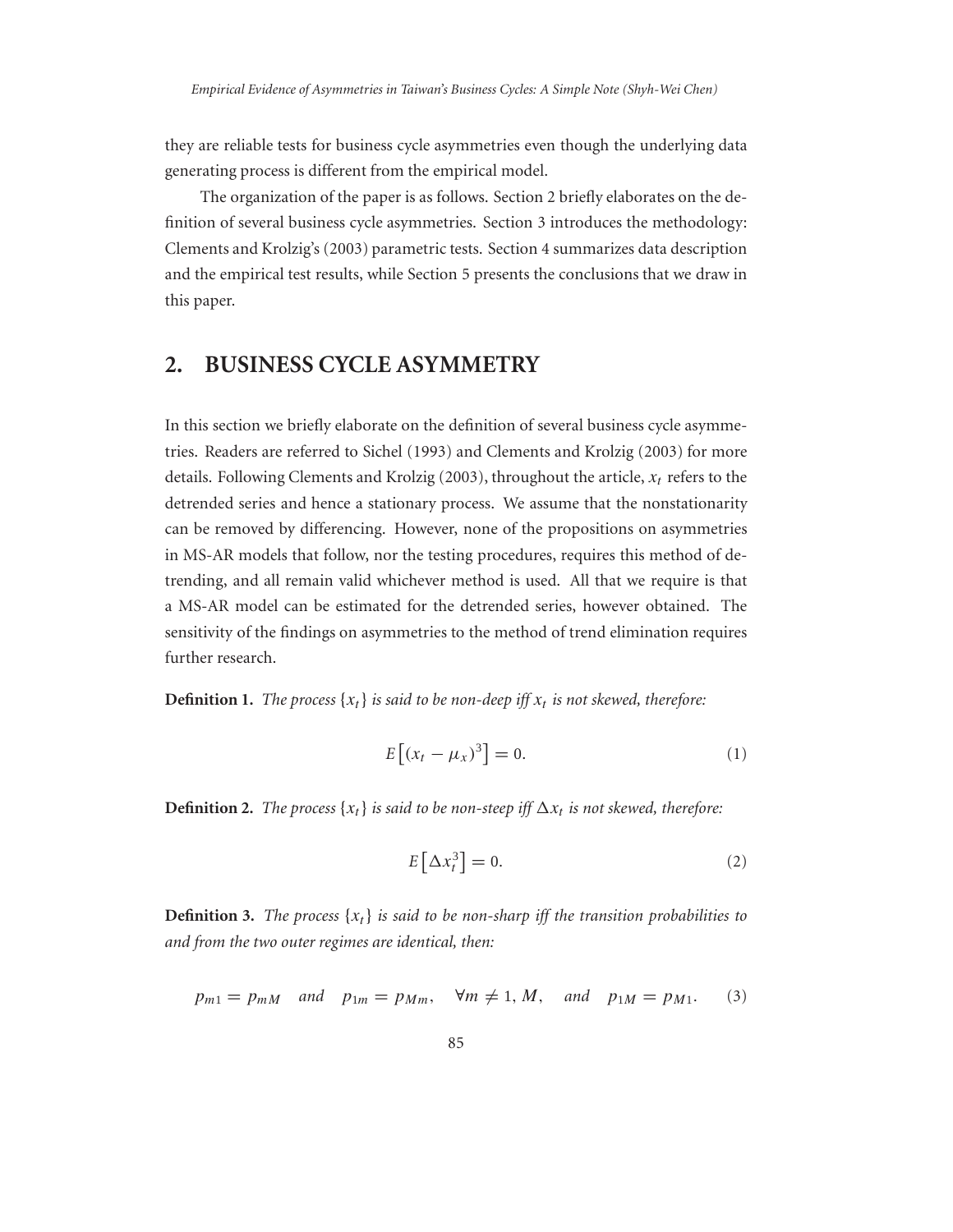they are reliable tests for business cycle asymmetries even though the underlying data generating process is different from the empirical model.

The organization of the paper is as follows. Section 2 briefly elaborates on the definition of several business cycle asymmetries. Section 3 introduces the methodology: Clements and Krolzig's (2003) parametric tests. Section 4 summarizes data description and the empirical test results, while Section 5 presents the conclusions that we draw in this paper.

## 2. BUSINESS CYCLE ASYMMETRY

In this section we briefly elaborate on the definition of several business cycle asymmetries. Readers are referred to Sichel (1993) and Clements and Krolzig (2003) for more details. Following Clements and Krolzig (2003), throughout the article, $x_t$ refers to the detrended series and hence a stationary process. We assume that the nonstationarity can be removed by differencing. However, none of the propositions on asymmetries in MS-AR models that follow, nor the testing procedures, requires this method of detrending, and all remain valid whichever method is used. All that we require is that a MS-AR model can be estimated for the detrended series, however obtained. The sensitivity of the findings on asymmetries to the method of trend elimination requires further research.

**Definition 1.** *The process $\{x_t\}$ is said to be non-deep iff $x_t$ is not skewed, therefore:*

$$E\left[(x_t - \mu_x)^3\right] = 0. \tag{1}$$

**Definition 2.** *The process $\{x_t\}$ is said to be non-steep iff $\Delta x_t$ is not skewed, therefore:*

$$E\left[\Delta x_t^3\right] = 0. \tag{2}$$

**Definition 3.** *The process $\{x_t\}$ is said to be non-sharp iff the transition probabilities to and from the two outer regimes are identical, then:*

$$p_{m1} = p_{mM} \quad \text{and} \quad p_{1m} = p_{Mm}, \quad \forall m \neq 1, M, \quad \text{and} \quad p_{1M} = p_{M1}. \tag{3}$$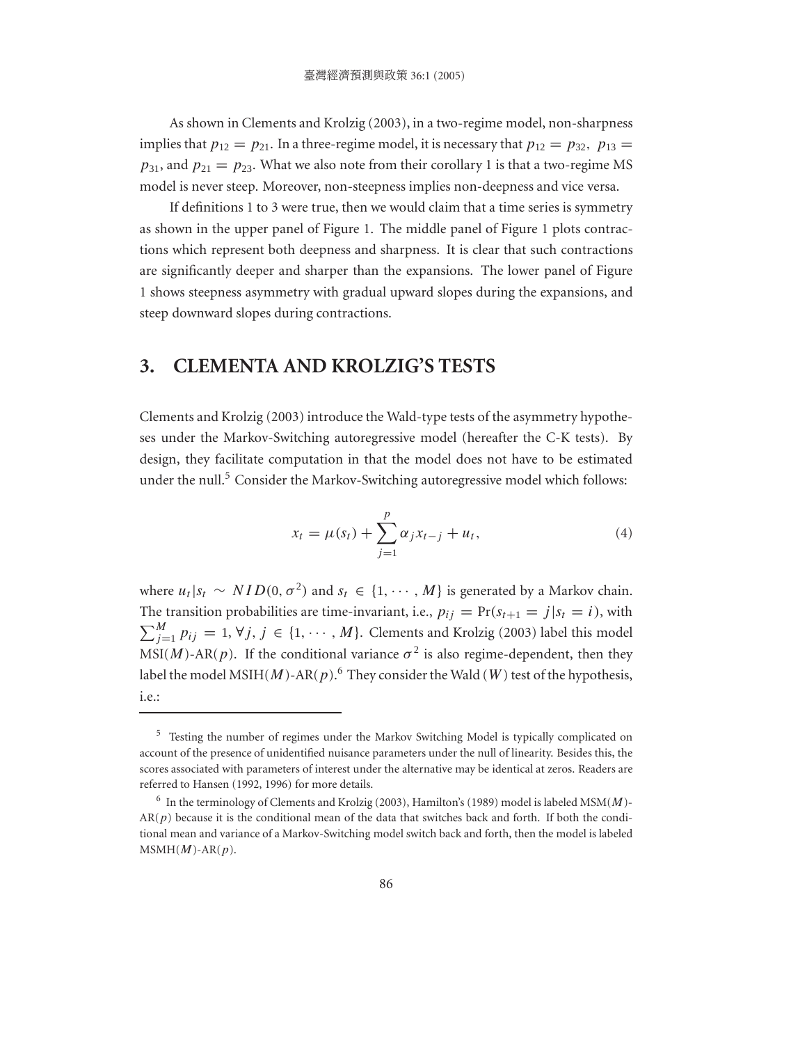As shown in Clements and Krolzig (2003), in a two-regime model, non-sharpness implies that $p_{12} = p_{21}$. In a three-regime model, it is necessary that $p_{12} = p_{32}$, $p_{13} = p_{31}$, and $p_{21} = p_{23}$. What we also note from their corollary 1 is that a two-regime MS model is never steep. Moreover, non-steepness implies non-deepness and vice versa.

If definitions 1 to 3 were true, then we would claim that a time series is symmetry as shown in the upper panel of Figure 1. The middle panel of Figure 1 plots contractions which represent both deepness and sharpness. It is clear that such contractions are significantly deeper and sharper than the expansions. The lower panel of Figure 1 shows steepness asymmetry with gradual upward slopes during the expansions, and steep downward slopes during contractions.

## 3. CLEMENTA AND KROLZIG'S TESTS

Clements and Krolzig (2003) introduce the Wald-type tests of the asymmetry hypotheses under the Markov-Switching autoregressive model (hereafter the C-K tests). By design, they facilitate computation in that the model does not have to be estimated under the null.[5] Consider the Markov-Switching autoregressive model which follows:

$$x_t = \mu(s_t) + \sum_{j=1}^{p} \alpha_j x_{t-j} + u_t, \tag{4}$$

where $u_t|s_t \sim NID(0, \sigma^2)$ and $s_t \in \{1, \cdots, M\}$ is generated by a Markov chain. The transition probabilities are time-invariant, i.e., $p_{ij} = \Pr(s_{t+1} = j|s_t = i)$, with $\sum_{j=1}^{M} p_{ij} = 1, \forall j, j \in \{1, \cdots, M\}$. Clements and Krolzig (2003) label this model MSI($M$)-AR($p$). If the conditional variance $\sigma^2$ is also regime-dependent, then they label the model MSIH($M$)-AR($p$).[6] They consider the Wald ($W$) test of the hypothesis, i.e.:

---

[5] Testing the number of regimes under the Markov Switching Model is typically complicated on account of the presence of unidentified nuisance parameters under the null of linearity. Besides this, the scores associated with parameters of interest under the alternative may be identical at zeros. Readers are referred to Hansen (1992, 1996) for more details.

[6] In the terminology of Clements and Krolzig (2003), Hamilton's (1989) model is labeled MSM($M$)-AR($p$) because it is the conditional mean of the data that switches back and forth. If both the conditional mean and variance of a Markov-Switching model switch back and forth, then the model is labeled MSMH($M$)-AR($p$).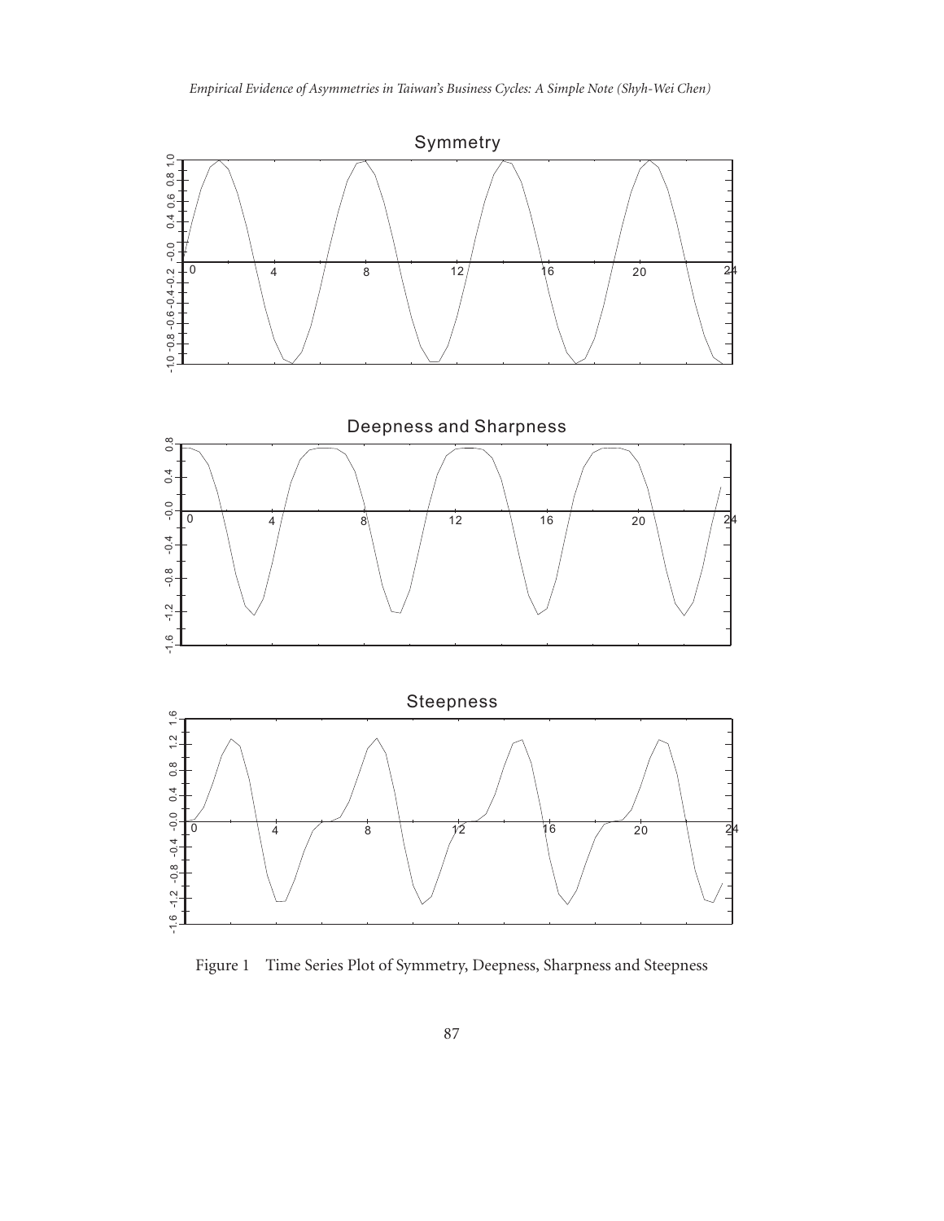Figure 1 Time Series Plot of Symmetry, Deepness, Sharpness and Steepness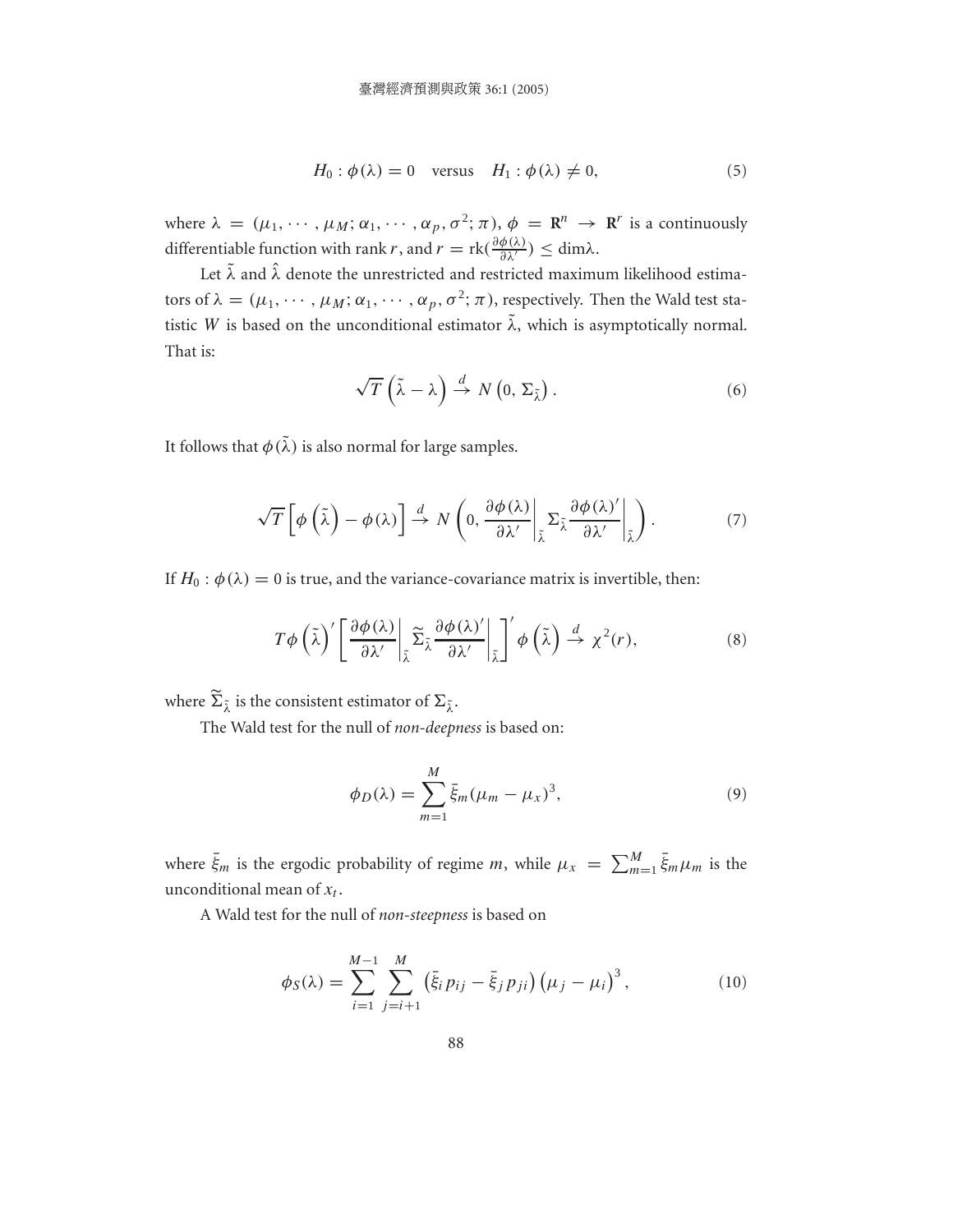$$H_0 : \phi(\lambda) = 0 \quad \text{versus} \quad H_1 : \phi(\lambda) \neq 0, \tag{5}$$

where $\lambda = (\mu_1, \cdots, \mu_M; \alpha_1, \cdots, \alpha_p, \sigma^2; \pi)$, $\phi = \mathbf{R}^n \rightarrow \mathbf{R}^r$ is a continuously differentiable function with rank $r$, and $r = \text{rk}(\frac{\partial \phi(\lambda)}{\partial \lambda'}) \leq \dim\lambda$.

Let $\tilde{\lambda}$ and $\hat{\lambda}$ denote the unrestricted and restricted maximum likelihood estimators of $\lambda = (\mu_1, \cdots, \mu_M; \alpha_1, \cdots, \alpha_p, \sigma^2; \pi)$, respectively. Then the Wald test statistic $W$ is based on the unconditional estimator $\tilde{\lambda}$, which is asymptotically normal. That is:

$$\sqrt{T}\left(\tilde{\lambda} - \lambda\right) \xrightarrow{d} N\left(0, \Sigma_{\tilde{\lambda}}\right). \tag{6}$$

It follows that $\phi(\tilde{\lambda})$ is also normal for large samples.

$$\sqrt{T}\left[\phi\left(\tilde{\lambda}\right) - \phi(\lambda)\right] \xrightarrow{d} N\left(0, \left.\frac{\partial \phi(\lambda)}{\partial \lambda'}\right|_{\tilde{\lambda}} \Sigma_{\tilde{\lambda}} \left.\frac{\partial \phi(\lambda)'}{\partial \lambda'}\right|_{\tilde{\lambda}}\right). \tag{7}$$

If $H_0 : \phi(\lambda) = 0$ is true, and the variance-covariance matrix is invertible, then:

$$T\phi\left(\tilde{\lambda}\right)'\left[\left.\frac{\partial \phi(\lambda)}{\partial \lambda'}\right|_{\tilde{\lambda}} \widetilde{\Sigma}_{\tilde{\lambda}} \left.\frac{\partial \phi(\lambda)'}{\partial \lambda'}\right|_{\tilde{\lambda}}\right]' \phi\left(\tilde{\lambda}\right) \xrightarrow{d} \chi^2(r), \tag{8}$$

where $\widetilde{\Sigma}_{\tilde{\lambda}}$ is the consistent estimator of $\Sigma_{\tilde{\lambda}}$.

The Wald test for the null of *non-deepness* is based on:

$$\phi_D(\lambda) = \sum_{m=1}^{M} \bar{\xi}_m (\mu_m - \mu_x)^3, \tag{9}$$

where $\bar{\xi}_m$ is the ergodic probability of regime $m$, while $\mu_x = \sum_{m=1}^{M} \bar{\xi}_m \mu_m$ is the unconditional mean of $x_t$.

A Wald test for the null of *non-steepness* is based on

$$\phi_S(\lambda) = \sum_{i=1}^{M-1} \sum_{j=i+1}^{M} \left(\bar{\xi}_i p_{ij} - \bar{\xi}_j p_{ji}\right)\left(\mu_j - \mu_i\right)^3, \tag{10}$$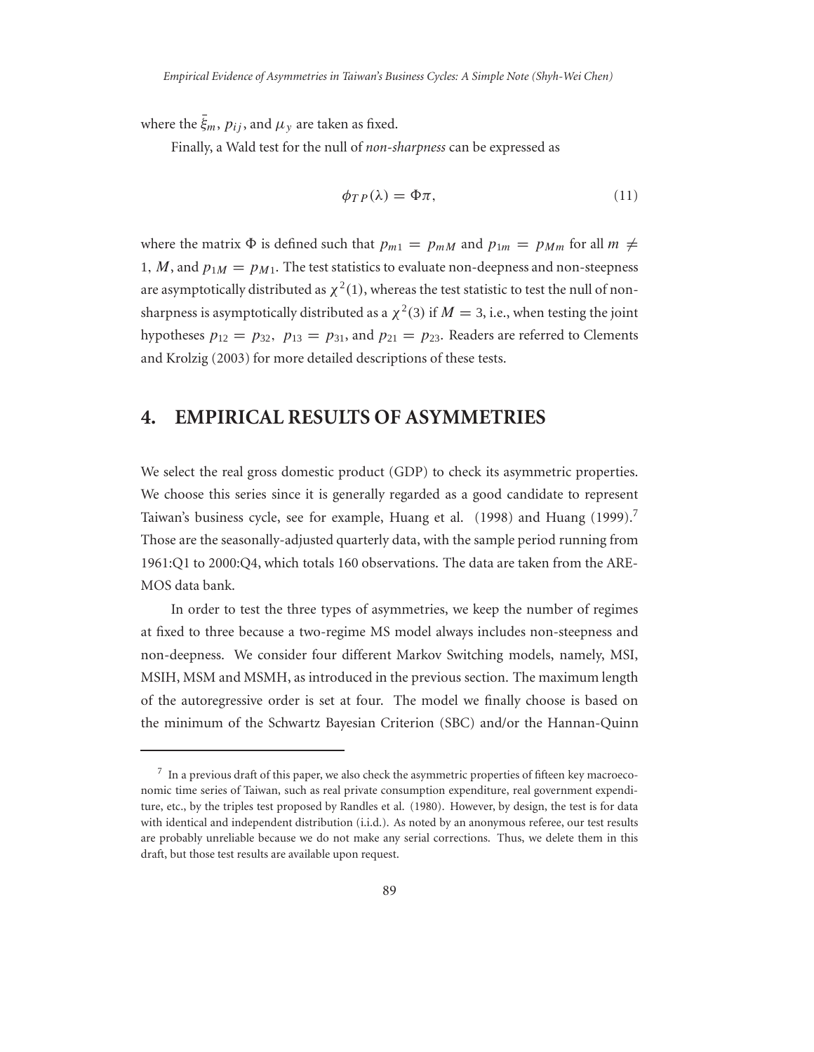where the $\bar{\xi}_m$, $p_{ij}$, and $\mu_y$ are taken as fixed.

Finally, a Wald test for the null of *non-sharpness* can be expressed as

$$\phi_{TP}(\lambda) = \Phi\pi, \tag{11}$$

where the matrix $\Phi$ is defined such that $p_{m1} = p_{mM}$ and $p_{1m} = p_{Mm}$ for all $m \neq 1, M$, and $p_{1M} = p_{M1}$. The test statistics to evaluate non-deepness and non-steepness are asymptotically distributed as $\chi^2(1)$, whereas the test statistic to test the null of non-sharpness is asymptotically distributed as a $\chi^2(3)$ if $M = 3$, i.e., when testing the joint hypotheses $p_{12} = p_{32}$, $p_{13} = p_{31}$, and $p_{21} = p_{23}$. Readers are referred to Clements and Krolzig (2003) for more detailed descriptions of these tests.

## 4. EMPIRICAL RESULTS OF ASYMMETRIES

We select the real gross domestic product (GDP) to check its asymmetric properties. We choose this series since it is generally regarded as a good candidate to represent Taiwan's business cycle, see for example, Huang et al. (1998) and Huang (1999).[7] Those are the seasonally-adjusted quarterly data, with the sample period running from 1961:Q1 to 2000:Q4, which totals 160 observations. The data are taken from the AREMOS data bank.

In order to test the three types of asymmetries, we keep the number of regimes at fixed to three because a two-regime MS model always includes non-steepness and non-deepness. We consider four different Markov Switching models, namely, MSI, MSIH, MSM and MSMH, as introduced in the previous section. The maximum length of the autoregressive order is set at four. The model we finally choose is based on the minimum of the Schwartz Bayesian Criterion (SBC) and/or the Hannan-Quinn

[7] In a previous draft of this paper, we also check the asymmetric properties of fifteen key macroeconomic time series of Taiwan, such as real private consumption expenditure, real government expenditure, etc., by the triples test proposed by Randles et al. (1980). However, by design, the test is for data with identical and independent distribution (i.i.d.). As noted by an anonymous referee, our test results are probably unreliable because we do not make any serial corrections. Thus, we delete them in this draft, but those test results are available upon request.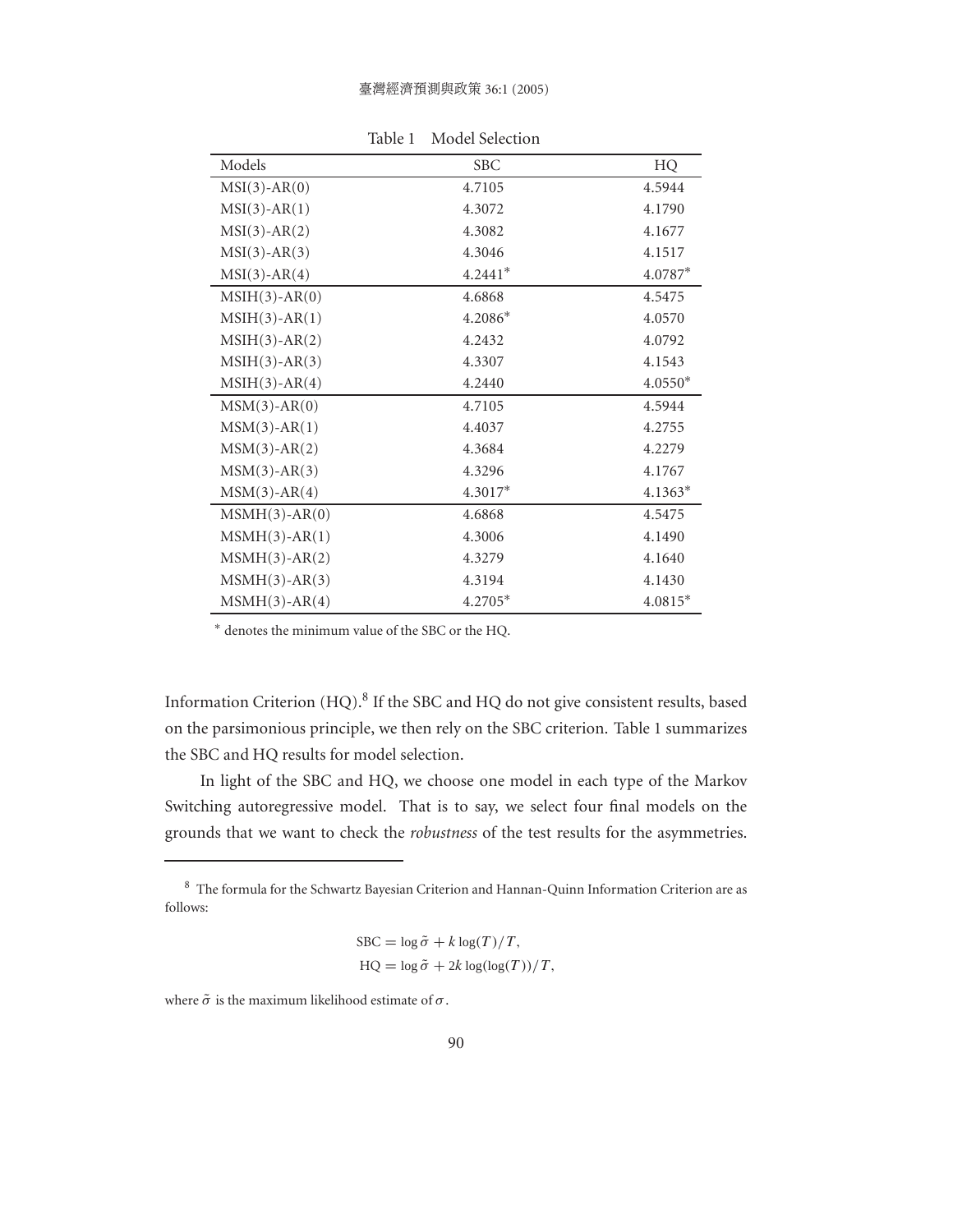Table 1 Model Selection

| Models | SBC | HQ |
|---|---|---|
| MSI(3)-AR(0) | 4.7105 | 4.5944 |
| MSI(3)-AR(1) | 4.3072 | 4.1790 |
| MSI(3)-AR(2) | 4.3082 | 4.1677 |
| MSI(3)-AR(3) | 4.3046 | 4.1517 |
| MSI(3)-AR(4) | 4.2441* | 4.0787* |
| MSIH(3)-AR(0) | 4.6868 | 4.5475 |
| MSIH(3)-AR(1) | 4.2086* | 4.0570 |
| MSIH(3)-AR(2) | 4.2432 | 4.0792 |
| MSIH(3)-AR(3) | 4.3307 | 4.1543 |
| MSIH(3)-AR(4) | 4.2440 | 4.0550* |
| MSM(3)-AR(0) | 4.7105 | 4.5944 |
| MSM(3)-AR(1) | 4.4037 | 4.2755 |
| MSM(3)-AR(2) | 4.3684 | 4.2279 |
| MSM(3)-AR(3) | 4.3296 | 4.1767 |
| MSM(3)-AR(4) | 4.3017* | 4.1363* |
| MSMH(3)-AR(0) | 4.6868 | 4.5475 |
| MSMH(3)-AR(1) | 4.3006 | 4.1490 |
| MSMH(3)-AR(2) | 4.3279 | 4.1640 |
| MSMH(3)-AR(3) | 4.3194 | 4.1430 |
| MSMH(3)-AR(4) | 4.2705* | 4.0815* |

* denotes the minimum value of the SBC or the HQ.

Information Criterion (HQ).[8] If the SBC and HQ do not give consistent results, based on the parsimonious principle, we then rely on the SBC criterion. Table 1 summarizes the SBC and HQ results for model selection.

In light of the SBC and HQ, we choose one model in each type of the Markov Switching autoregressive model. That is to say, we select four final models on the grounds that we want to check the *robustness* of the test results for the asymmetries.

[8] The formula for the Schwartz Bayesian Criterion and Hannan-Quinn Information Criterion are as follows:

$$\text{SBC} = \log \tilde{\sigma} + k \log(T)/T,$$
$$\text{HQ} = \log \tilde{\sigma} + 2k \log(\log(T))/T,$$

where $\tilde{\sigma}$ is the maximum likelihood estimate of $\sigma$.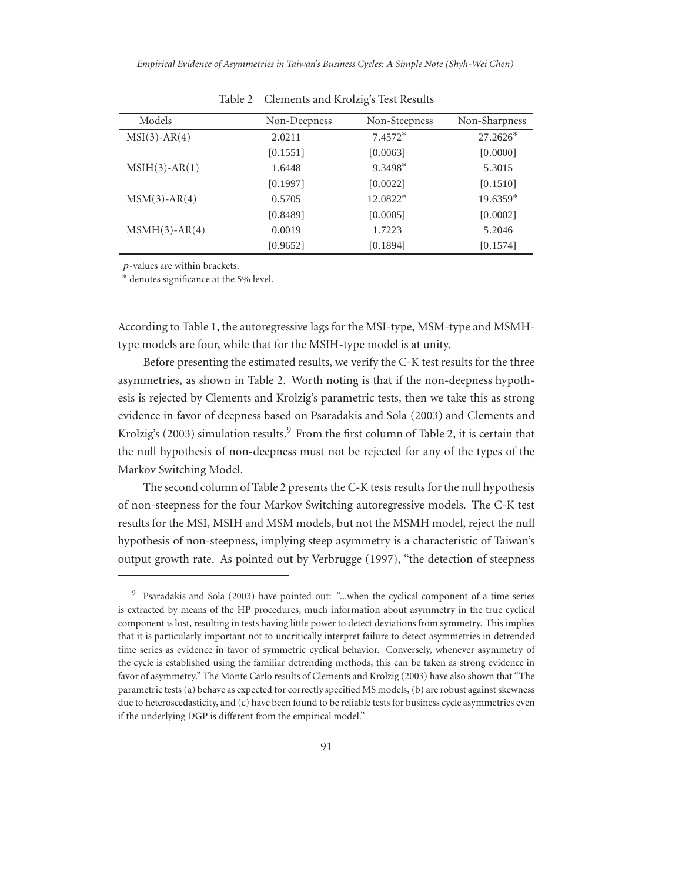Table 2 Clements and Krolzig's Test Results

| Models | Non-Deepness | Non-Steepness | Non-Sharpness |
|---|---|---|---|
| MSI(3)-AR(4) | 2.0211 | 7.4572* | 27.2626* |
| | [0.1551] | [0.0063] | [0.0000] |
| MSIH(3)-AR(1) | 1.6448 | 9.3498* | 5.3015 |
| | [0.1997] | [0.0022] | [0.1510] |
| MSM(3)-AR(4) | 0.5705 | 12.0822* | 19.6359* |
| | [0.8489] | [0.0005] | [0.0002] |
| MSMH(3)-AR(4) | 0.0019 | 1.7223 | 5.2046 |
| | [0.9652] | [0.1894] | [0.1574] |

*p*-values are within brackets.
\* denotes significance at the 5% level.

According to Table 1, the autoregressive lags for the MSI-type, MSM-type and MSMH-type models are four, while that for the MSIH-type model is at unity.

Before presenting the estimated results, we verify the C-K test results for the three asymmetries, as shown in Table 2. Worth noting is that if the non-deepness hypothesis is rejected by Clements and Krolzig's parametric tests, then we take this as strong evidence in favor of deepness based on Psaradakis and Sola (2003) and Clements and Krolzig's (2003) simulation results.[9] From the first column of Table 2, it is certain that the null hypothesis of non-deepness must not be rejected for any of the types of the Markov Switching Model.

The second column of Table 2 presents the C-K tests results for the null hypothesis of non-steepness for the four Markov Switching autoregressive models. The C-K test results for the MSI, MSIH and MSM models, but not the MSMH model, reject the null hypothesis of non-steepness, implying steep asymmetry is a characteristic of Taiwan's output growth rate. As pointed out by Verbrugge (1997), "the detection of steepness

[9] Psaradakis and Sola (2003) have pointed out: "...when the cyclical component of a time series is extracted by means of the HP procedures, much information about asymmetry in the true cyclical component is lost, resulting in tests having little power to detect deviations from symmetry. This implies that it is particularly important not to uncritically interpret failure to detect asymmetries in detrended time series as evidence in favor of symmetric cyclical behavior. Conversely, whenever asymmetry of the cycle is established using the familiar detrending methods, this can be taken as strong evidence in favor of asymmetry." The Monte Carlo results of Clements and Krolzig (2003) have also shown that "The parametric tests (a) behave as expected for correctly specified MS models, (b) are robust against skewness due to heteroscedasticity, and (c) have been found to be reliable tests for business cycle asymmetries even if the underlying DGP is different from the empirical model."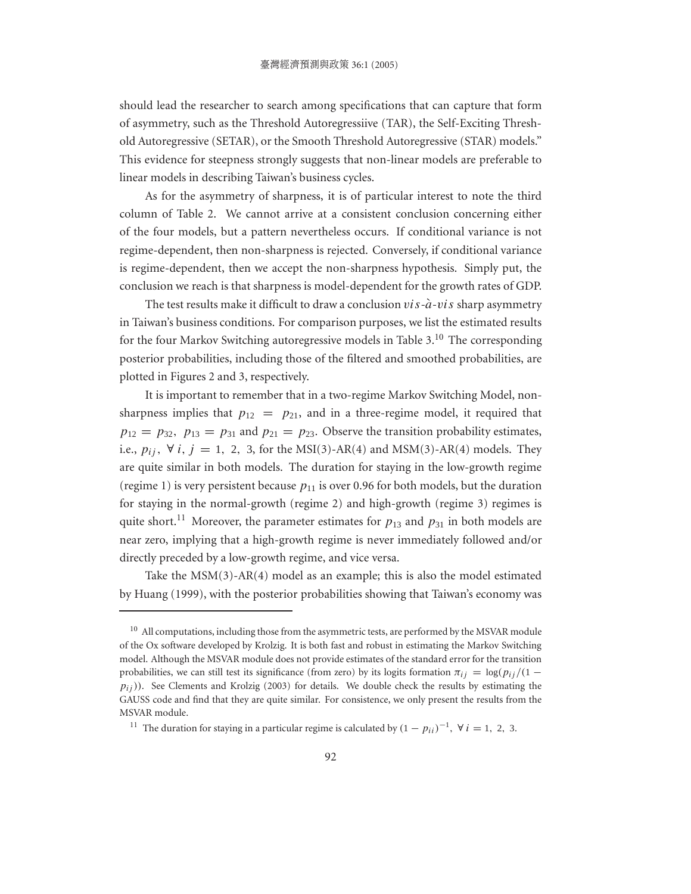should lead the researcher to search among specifications that can capture that form of asymmetry, such as the Threshold Autoregressiive (TAR), the Self-Exciting Threshold Autoregressive (SETAR), or the Smooth Threshold Autoregressive (STAR) models." This evidence for steepness strongly suggests that non-linear models are preferable to linear models in describing Taiwan's business cycles.

As for the asymmetry of sharpness, it is of particular interest to note the third column of Table 2. We cannot arrive at a consistent conclusion concerning either of the four models, but a pattern nevertheless occurs. If conditional variance is not regime-dependent, then non-sharpness is rejected. Conversely, if conditional variance is regime-dependent, then we accept the non-sharpness hypothesis. Simply put, the conclusion we reach is that sharpness is model-dependent for the growth rates of GDP.

The test results make it difficult to draw a conclusion *vis-à-vis* sharp asymmetry in Taiwan's business conditions. For comparison purposes, we list the estimated results for the four Markov Switching autoregressive models in Table 3.[10] The corresponding posterior probabilities, including those of the filtered and smoothed probabilities, are plotted in Figures 2 and 3, respectively.

It is important to remember that in a two-regime Markov Switching Model, non-sharpness implies that $p_{12} = p_{21}$, and in a three-regime model, it required that $p_{12} = p_{32}$, $p_{13} = p_{31}$ and $p_{21} = p_{23}$. Observe the transition probability estimates, i.e., $p_{ij}$, $\forall\, i, j = 1, 2, 3$, for the MSI(3)-AR(4) and MSM(3)-AR(4) models. They are quite similar in both models. The duration for staying in the low-growth regime (regime 1) is very persistent because $p_{11}$ is over 0.96 for both models, but the duration for staying in the normal-growth (regime 2) and high-growth (regime 3) regimes is quite short.[11] Moreover, the parameter estimates for $p_{13}$ and $p_{31}$ in both models are near zero, implying that a high-growth regime is never immediately followed and/or directly preceded by a low-growth regime, and vice versa.

Take the MSM(3)-AR(4) model as an example; this is also the model estimated by Huang (1999), with the posterior probabilities showing that Taiwan's economy was

---

[10] All computations, including those from the asymmetric tests, are performed by the MSVAR module of the Ox software developed by Krolzig. It is both fast and robust in estimating the Markov Switching model. Although the MSVAR module does not provide estimates of the standard error for the transition probabilities, we can still test its significance (from zero) by its logits formation $\pi_{ij} = \log(p_{ij}/(1 - p_{ij}))$. See Clements and Krolzig (2003) for details. We double check the results by estimating the GAUSS code and find that they are quite similar. For consistence, we only present the results from the MSVAR module.

[11] The duration for staying in a particular regime is calculated by $(1 - p_{ii})^{-1}$, $\forall\, i = 1, 2, 3$.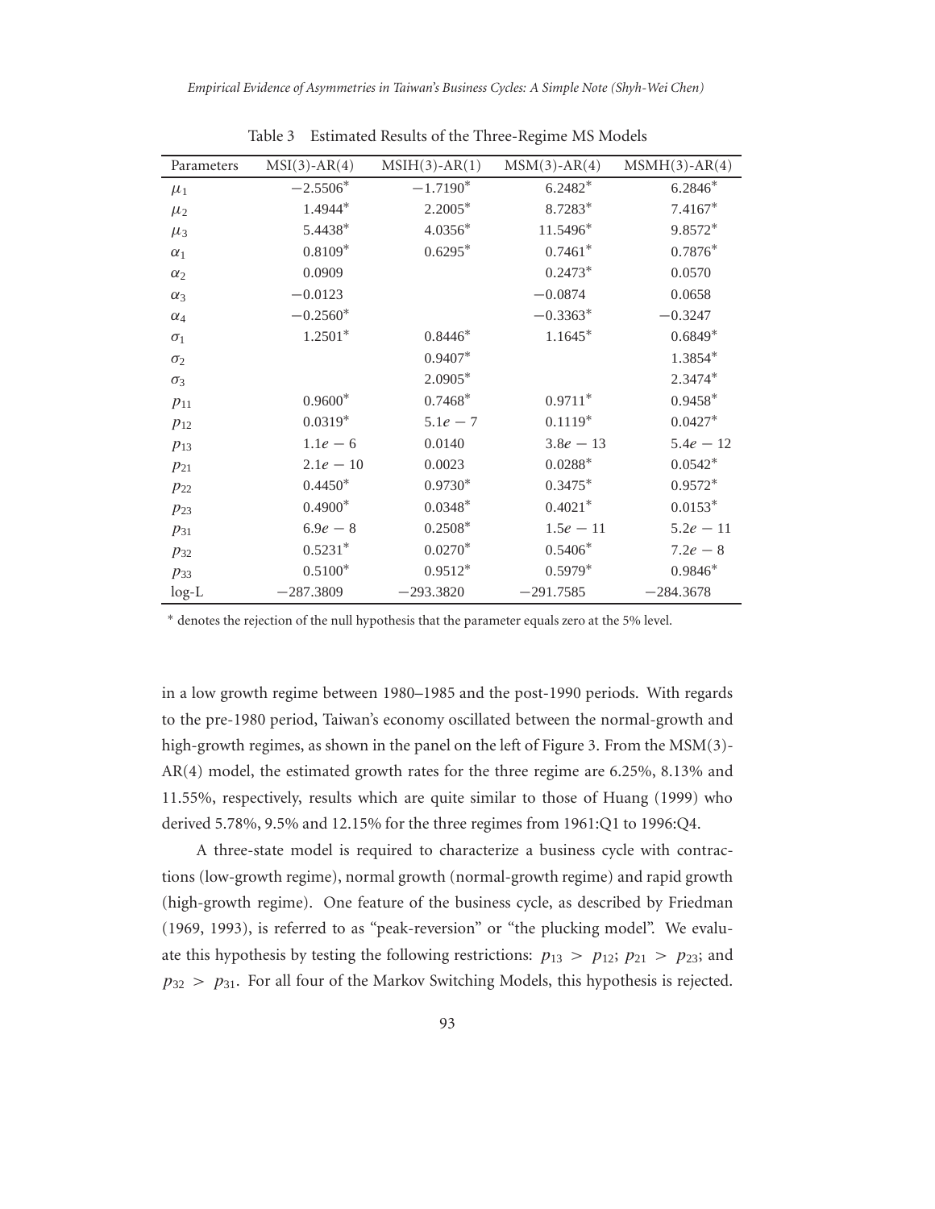Table 3 Estimated Results of the Three-Regime MS Models

| Parameters | MSI(3)-AR(4) | MSIH(3)-AR(1) | MSM(3)-AR(4) | MSMH(3)-AR(4) |
|---|---|---|---|---|
| $\mu_1$ | $-2.5506^*$ | $-1.7190^*$ | $6.2482^*$ | $6.2846^*$ |
| $\mu_2$ | $1.4944^*$ | $2.2005^*$ | $8.7283^*$ | $7.4167^*$ |
| $\mu_3$ | $5.4438^*$ | $4.0356^*$ | $11.5496^*$ | $9.8572^*$ |
| $\alpha_1$ | $0.8109^*$ | $0.6295^*$ | $0.7461^*$ | $0.7876^*$ |
| $\alpha_2$ | 0.0909 | | $0.2473^*$ | 0.0570 |
| $\alpha_3$ | $-0.0123$ | | $-0.0874$ | 0.0658 |
| $\alpha_4$ | $-0.2560^*$ | | $-0.3363^*$ | $-0.3247$ |
| $\sigma_1$ | $1.2501^*$ | $0.8446^*$ | $1.1645^*$ | $0.6849^*$ |
| $\sigma_2$ | | $0.9407^*$ | | $1.3854^*$ |
| $\sigma_3$ | | $2.0905^*$ | | $2.3474^*$ |
| $p_{11}$ | $0.9600^*$ | $0.7468^*$ | $0.9711^*$ | $0.9458^*$ |
| $p_{12}$ | $0.0319^*$ | $5.1e-7$ | $0.1119^*$ | $0.0427^*$ |
| $p_{13}$ | $1.1e-6$ | 0.0140 | $3.8e-13$ | $5.4e-12$ |
| $p_{21}$ | $2.1e-10$ | 0.0023 | $0.0288^*$ | $0.0542^*$ |
| $p_{22}$ | $0.4450^*$ | $0.9730^*$ | $0.3475^*$ | $0.9572^*$ |
| $p_{23}$ | $0.4900^*$ | $0.0348^*$ | $0.4021^*$ | $0.0153^*$ |
| $p_{31}$ | $6.9e-8$ | $0.2508^*$ | $1.5e-11$ | $5.2e-11$ |
| $p_{32}$ | $0.5231^*$ | $0.0270^*$ | $0.5406^*$ | $7.2e-8$ |
| $p_{33}$ | $0.5100^*$ | $0.9512^*$ | $0.5979^*$ | $0.9846^*$ |
| log-L | $-287.3809$ | $-293.3820$ | $-291.7585$ | $-284.3678$ |

* denotes the rejection of the null hypothesis that the parameter equals zero at the 5% level.

in a low growth regime between 1980–1985 and the post-1990 periods. With regards to the pre-1980 period, Taiwan's economy oscillated between the normal-growth and high-growth regimes, as shown in the panel on the left of Figure 3. From the MSM(3)-AR(4) model, the estimated growth rates for the three regime are 6.25%, 8.13% and 11.55%, respectively, results which are quite similar to those of Huang (1999) who derived 5.78%, 9.5% and 12.15% for the three regimes from 1961:Q1 to 1996:Q4.

A three-state model is required to characterize a business cycle with contractions (low-growth regime), normal growth (normal-growth regime) and rapid growth (high-growth regime). One feature of the business cycle, as described by Friedman (1969, 1993), is referred to as "peak-reversion" or "the plucking model". We evaluate this hypothesis by testing the following restrictions: $p_{13} > p_{12}$; $p_{21} > p_{23}$; and $p_{32} > p_{31}$. For all four of the Markov Switching Models, this hypothesis is rejected.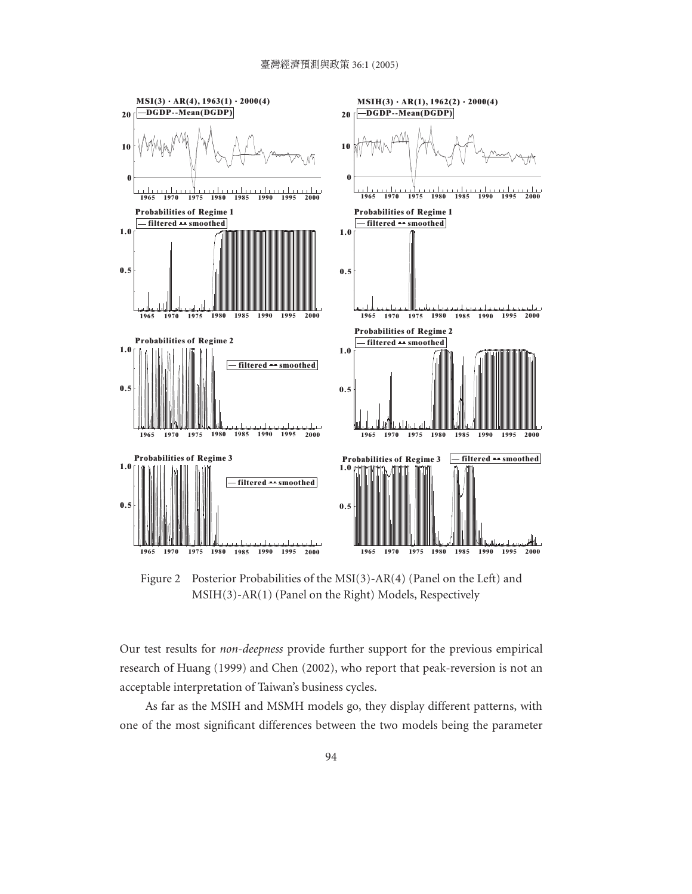Figure 2 Posterior Probabilities of the MSI(3)-AR(4) (Panel on the Left) and MSIH(3)-AR(1) (Panel on the Right) Models, Respectively

Our test results for *non-deepness* provide further support for the previous empirical research of Huang (1999) and Chen (2002), who report that peak-reversion is not an acceptable interpretation of Taiwan's business cycles.

As far as the MSIH and MSMH models go, they display different patterns, with one of the most significant differences between the two models being the parameter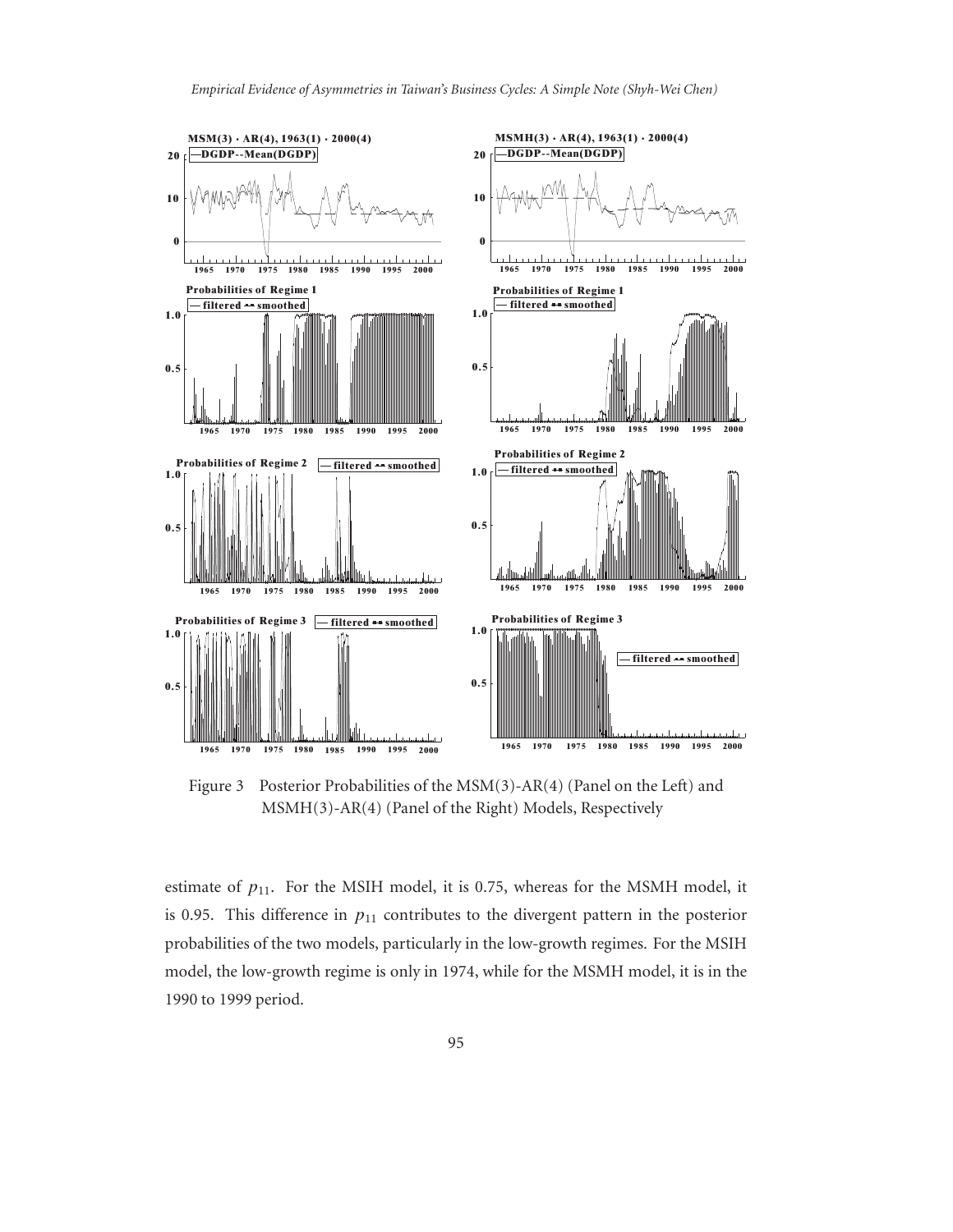Figure 3 Posterior Probabilities of the MSM(3)-AR(4) (Panel on the Left) and MSMH(3)-AR(4) (Panel of the Right) Models, Respectively

estimate of $p_{11}$. For the MSIH model, it is 0.75, whereas for the MSMH model, it is 0.95. This difference in $p_{11}$ contributes to the divergent pattern in the posterior probabilities of the two models, particularly in the low-growth regimes. For the MSIH model, the low-growth regime is only in 1974, while for the MSMH model, it is in the 1990 to 1999 period.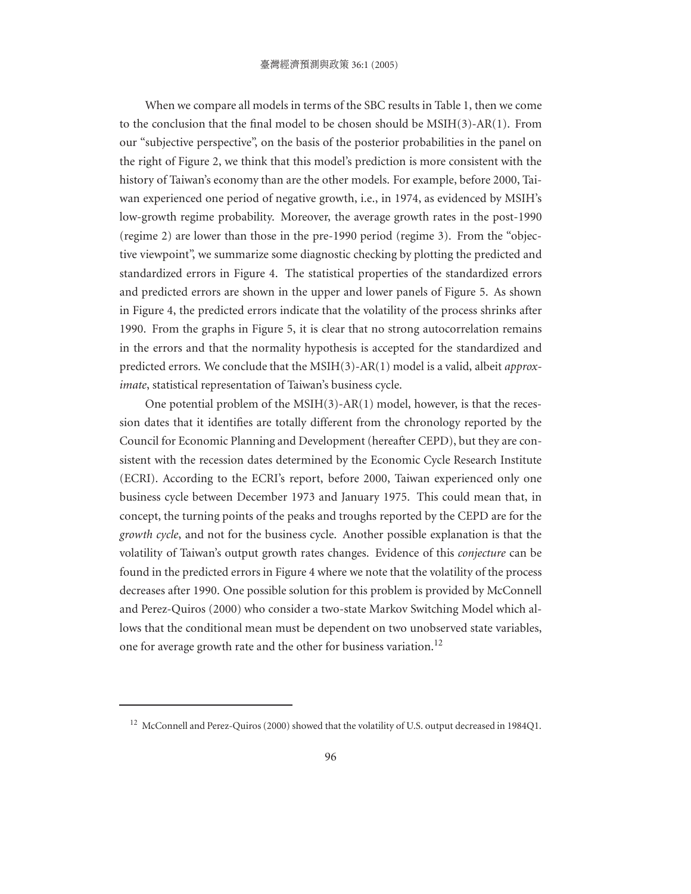When we compare all models in terms of the SBC results in Table 1, then we come to the conclusion that the final model to be chosen should be MSIH(3)-AR(1). From our "subjective perspective", on the basis of the posterior probabilities in the panel on the right of Figure 2, we think that this model's prediction is more consistent with the history of Taiwan's economy than are the other models. For example, before 2000, Taiwan experienced one period of negative growth, i.e., in 1974, as evidenced by MSIH's low-growth regime probability. Moreover, the average growth rates in the post-1990 (regime 2) are lower than those in the pre-1990 period (regime 3). From the "objective viewpoint", we summarize some diagnostic checking by plotting the predicted and standardized errors in Figure 4. The statistical properties of the standardized errors and predicted errors are shown in the upper and lower panels of Figure 5. As shown in Figure 4, the predicted errors indicate that the volatility of the process shrinks after 1990. From the graphs in Figure 5, it is clear that no strong autocorrelation remains in the errors and that the normality hypothesis is accepted for the standardized and predicted errors. We conclude that the MSIH(3)-AR(1) model is a valid, albeit *approximate*, statistical representation of Taiwan's business cycle.

One potential problem of the MSIH(3)-AR(1) model, however, is that the recession dates that it identifies are totally different from the chronology reported by the Council for Economic Planning and Development (hereafter CEPD), but they are consistent with the recession dates determined by the Economic Cycle Research Institute (ECRI). According to the ECRI's report, before 2000, Taiwan experienced only one business cycle between December 1973 and January 1975. This could mean that, in concept, the turning points of the peaks and troughs reported by the CEPD are for the *growth cycle*, and not for the business cycle. Another possible explanation is that the volatility of Taiwan's output growth rates changes. Evidence of this *conjecture* can be found in the predicted errors in Figure 4 where we note that the volatility of the process decreases after 1990. One possible solution for this problem is provided by McConnell and Perez-Quiros (2000) who consider a two-state Markov Switching Model which allows that the conditional mean must be dependent on two unobserved state variables, one for average growth rate and the other for business variation.[12]

[12] McConnell and Perez-Quiros (2000) showed that the volatility of U.S. output decreased in 1984Q1.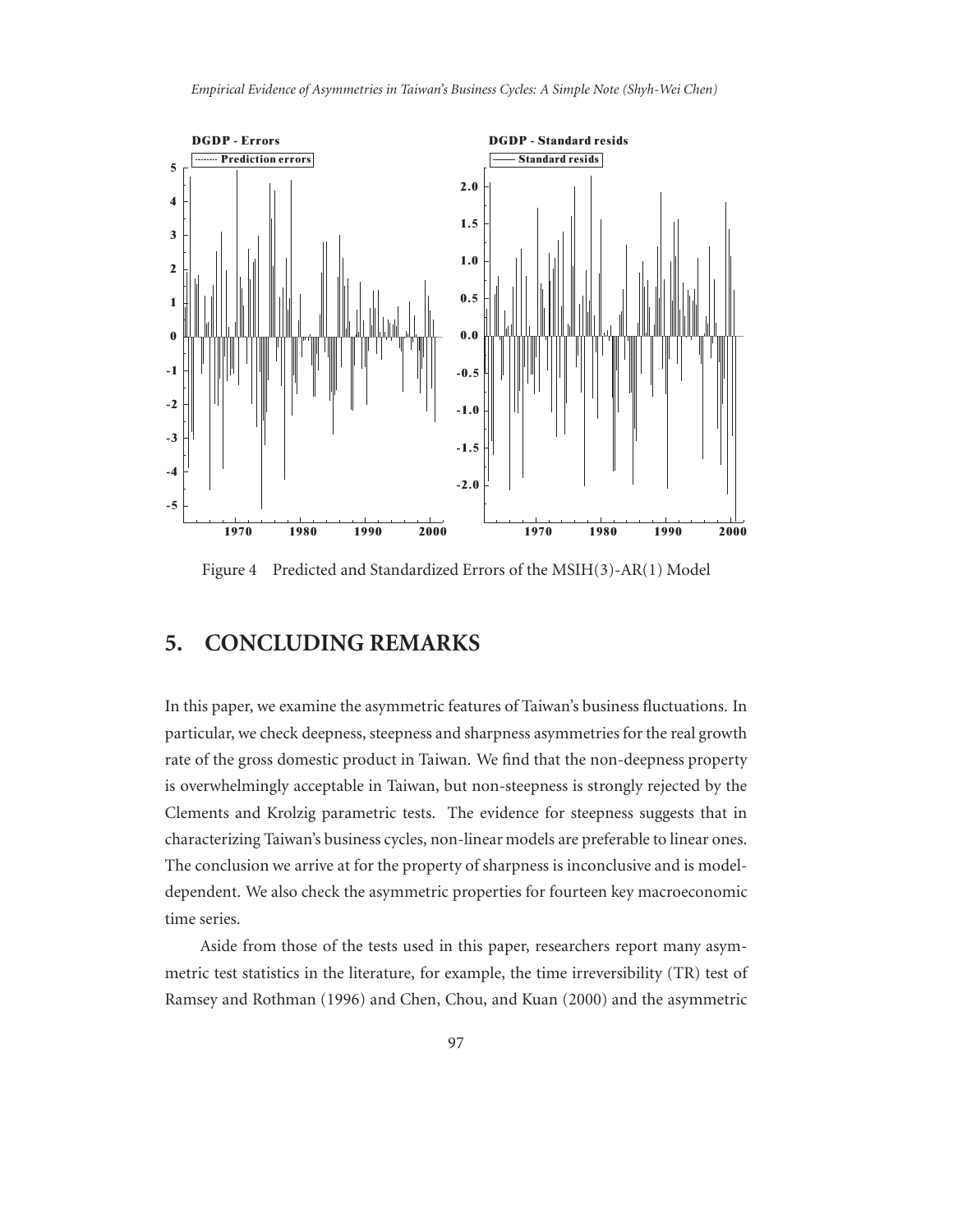Figure 4 Predicted and Standardized Errors of the MSIH(3)-AR(1) Model

## 5. CONCLUDING REMARKS

In this paper, we examine the asymmetric features of Taiwan's business fluctuations. In particular, we check deepness, steepness and sharpness asymmetries for the real growth rate of the gross domestic product in Taiwan. We find that the non-deepness property is overwhelmingly acceptable in Taiwan, but non-steepness is strongly rejected by the Clements and Krolzig parametric tests. The evidence for steepness suggests that in characterizing Taiwan's business cycles, non-linear models are preferable to linear ones. The conclusion we arrive at for the property of sharpness is inconclusive and is model-dependent. We also check the asymmetric properties for fourteen key macroeconomic time series.

Aside from those of the tests used in this paper, researchers report many asymmetric test statistics in the literature, for example, the time irreversibility (TR) test of Ramsey and Rothman (1996) and Chen, Chou, and Kuan (2000) and the asymmetric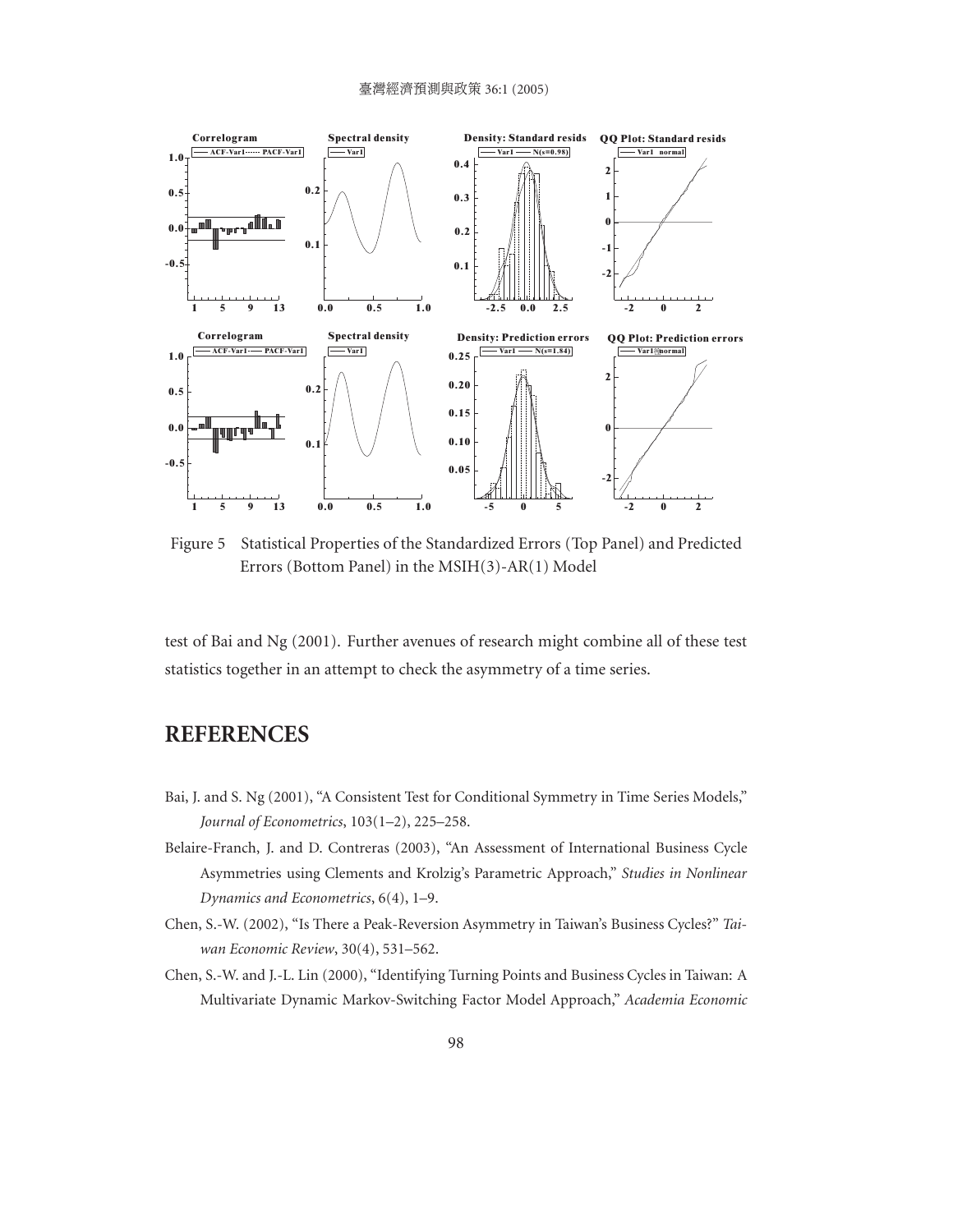Figure 5 Statistical Properties of the Standardized Errors (Top Panel) and Predicted Errors (Bottom Panel) in the MSIH(3)-AR(1) Model

test of Bai and Ng (2001). Further avenues of research might combine all of these test statistics together in an attempt to check the asymmetry of a time series.

## REFERENCES

Bai, J. and S. Ng (2001), "A Consistent Test for Conditional Symmetry in Time Series Models," *Journal of Econometrics*, 103(1–2), 225–258.

Belaire-Franch, J. and D. Contreras (2003), "An Assessment of International Business Cycle Asymmetries using Clements and Krolzig's Parametric Approach," *Studies in Nonlinear Dynamics and Econometrics*, 6(4), 1–9.

Chen, S.-W. (2002), "Is There a Peak-Reversion Asymmetry in Taiwan's Business Cycles?" *Taiwan Economic Review*, 30(4), 531–562.

Chen, S.-W. and J.-L. Lin (2000), "Identifying Turning Points and Business Cycles in Taiwan: A Multivariate Dynamic Markov-Switching Factor Model Approach," *Academia Economic*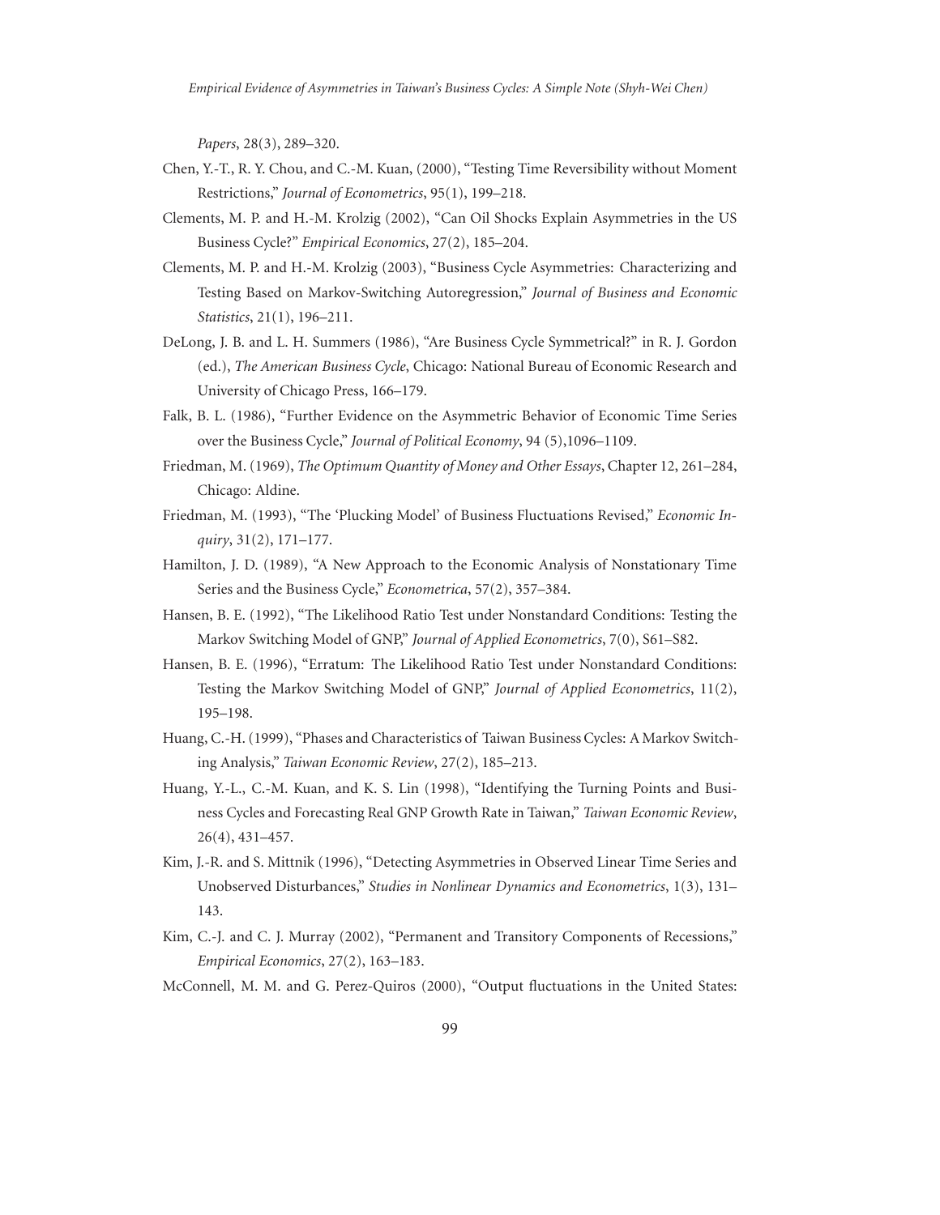*Papers*, 28(3), 289–320.

Chen, Y.-T., R. Y. Chou, and C.-M. Kuan, (2000), "Testing Time Reversibility without Moment Restrictions," *Journal of Econometrics*, 95(1), 199–218.

Clements, M. P. and H.-M. Krolzig (2002), "Can Oil Shocks Explain Asymmetries in the US Business Cycle?" *Empirical Economics*, 27(2), 185–204.

Clements, M. P. and H.-M. Krolzig (2003), "Business Cycle Asymmetries: Characterizing and Testing Based on Markov-Switching Autoregression," *Journal of Business and Economic Statistics*, 21(1), 196–211.

DeLong, J. B. and L. H. Summers (1986), "Are Business Cycle Symmetrical?" in R. J. Gordon (ed.), *The American Business Cycle*, Chicago: National Bureau of Economic Research and University of Chicago Press, 166–179.

Falk, B. L. (1986), "Further Evidence on the Asymmetric Behavior of Economic Time Series over the Business Cycle," *Journal of Political Economy*, 94 (5),1096–1109.

Friedman, M. (1969), *The Optimum Quantity of Money and Other Essays*, Chapter 12, 261–284, Chicago: Aldine.

Friedman, M. (1993), "The 'Plucking Model' of Business Fluctuations Revised," *Economic Inquiry*, 31(2), 171–177.

Hamilton, J. D. (1989), "A New Approach to the Economic Analysis of Nonstationary Time Series and the Business Cycle," *Econometrica*, 57(2), 357–384.

Hansen, B. E. (1992), "The Likelihood Ratio Test under Nonstandard Conditions: Testing the Markov Switching Model of GNP," *Journal of Applied Econometrics*, 7(0), S61–S82.

Hansen, B. E. (1996), "Erratum: The Likelihood Ratio Test under Nonstandard Conditions: Testing the Markov Switching Model of GNP," *Journal of Applied Econometrics*, 11(2), 195–198.

Huang, C.-H. (1999), "Phases and Characteristics of Taiwan Business Cycles: A Markov Switching Analysis," *Taiwan Economic Review*, 27(2), 185–213.

Huang, Y.-L., C.-M. Kuan, and K. S. Lin (1998), "Identifying the Turning Points and Business Cycles and Forecasting Real GNP Growth Rate in Taiwan," *Taiwan Economic Review*, 26(4), 431–457.

Kim, J.-R. and S. Mittnik (1996), "Detecting Asymmetries in Observed Linear Time Series and Unobserved Disturbances," *Studies in Nonlinear Dynamics and Econometrics*, 1(3), 131–143.

Kim, C.-J. and C. J. Murray (2002), "Permanent and Transitory Components of Recessions," *Empirical Economics*, 27(2), 163–183.

McConnell, M. M. and G. Perez-Quiros (2000), "Output fluctuations in the United States: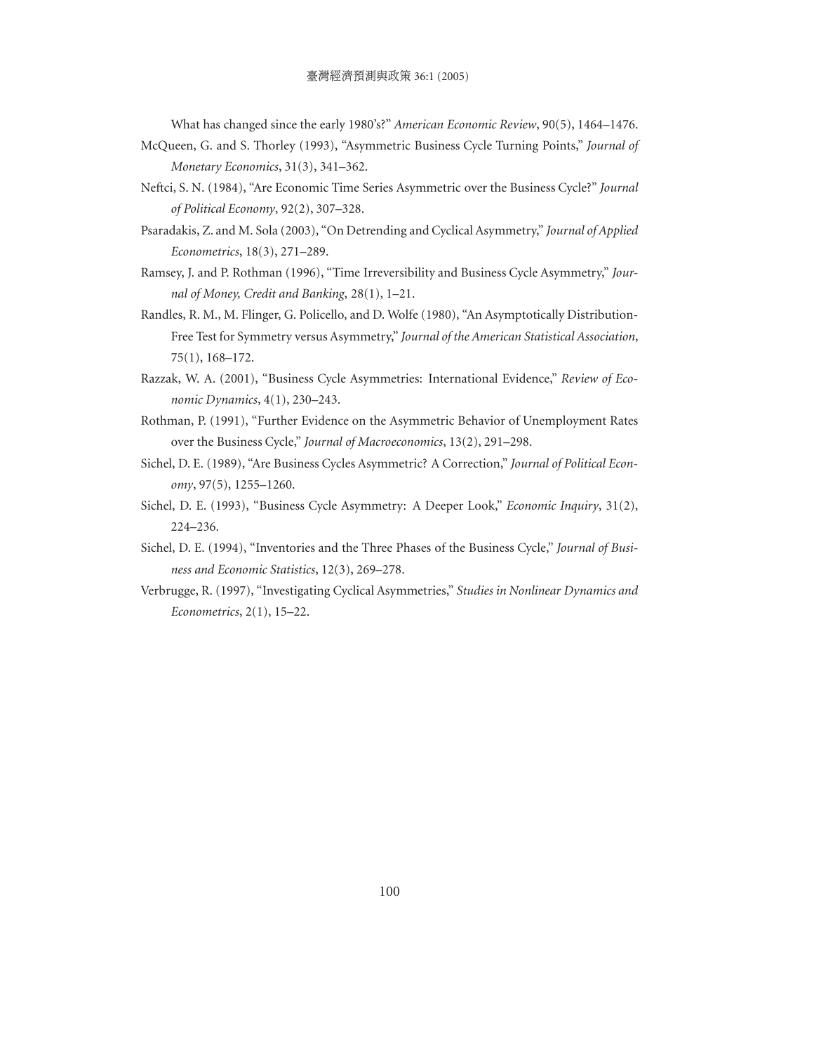What has changed since the early 1980's?" *American Economic Review*, 90(5), 1464–1476.

McQueen, G. and S. Thorley (1993), "Asymmetric Business Cycle Turning Points," *Journal of Monetary Economics*, 31(3), 341–362.

Neftci, S. N. (1984), "Are Economic Time Series Asymmetric over the Business Cycle?" *Journal of Political Economy*, 92(2), 307–328.

Psaradakis, Z. and M. Sola (2003), "On Detrending and Cyclical Asymmetry," *Journal of Applied Econometrics*, 18(3), 271–289.

Ramsey, J. and P. Rothman (1996), "Time Irreversibility and Business Cycle Asymmetry," *Journal of Money, Credit and Banking*, 28(1), 1–21.

Randles, R. M., M. Flinger, G. Policello, and D. Wolfe (1980), "An Asymptotically Distribution-Free Test for Symmetry versus Asymmetry," *Journal of the American Statistical Association*, 75(1), 168–172.

Razzak, W. A. (2001), "Business Cycle Asymmetries: International Evidence," *Review of Economic Dynamics*, 4(1), 230–243.

Rothman, P. (1991), "Further Evidence on the Asymmetric Behavior of Unemployment Rates over the Business Cycle," *Journal of Macroeconomics*, 13(2), 291–298.

Sichel, D. E. (1989), "Are Business Cycles Asymmetric? A Correction," *Journal of Political Economy*, 97(5), 1255–1260.

Sichel, D. E. (1993), "Business Cycle Asymmetry: A Deeper Look," *Economic Inquiry*, 31(2), 224–236.

Sichel, D. E. (1994), "Inventories and the Three Phases of the Business Cycle," *Journal of Business and Economic Statistics*, 12(3), 269–278.

Verbrugge, R. (1997), "Investigating Cyclical Asymmetries," *Studies in Nonlinear Dynamics and Econometrics*, 2(1), 15–22.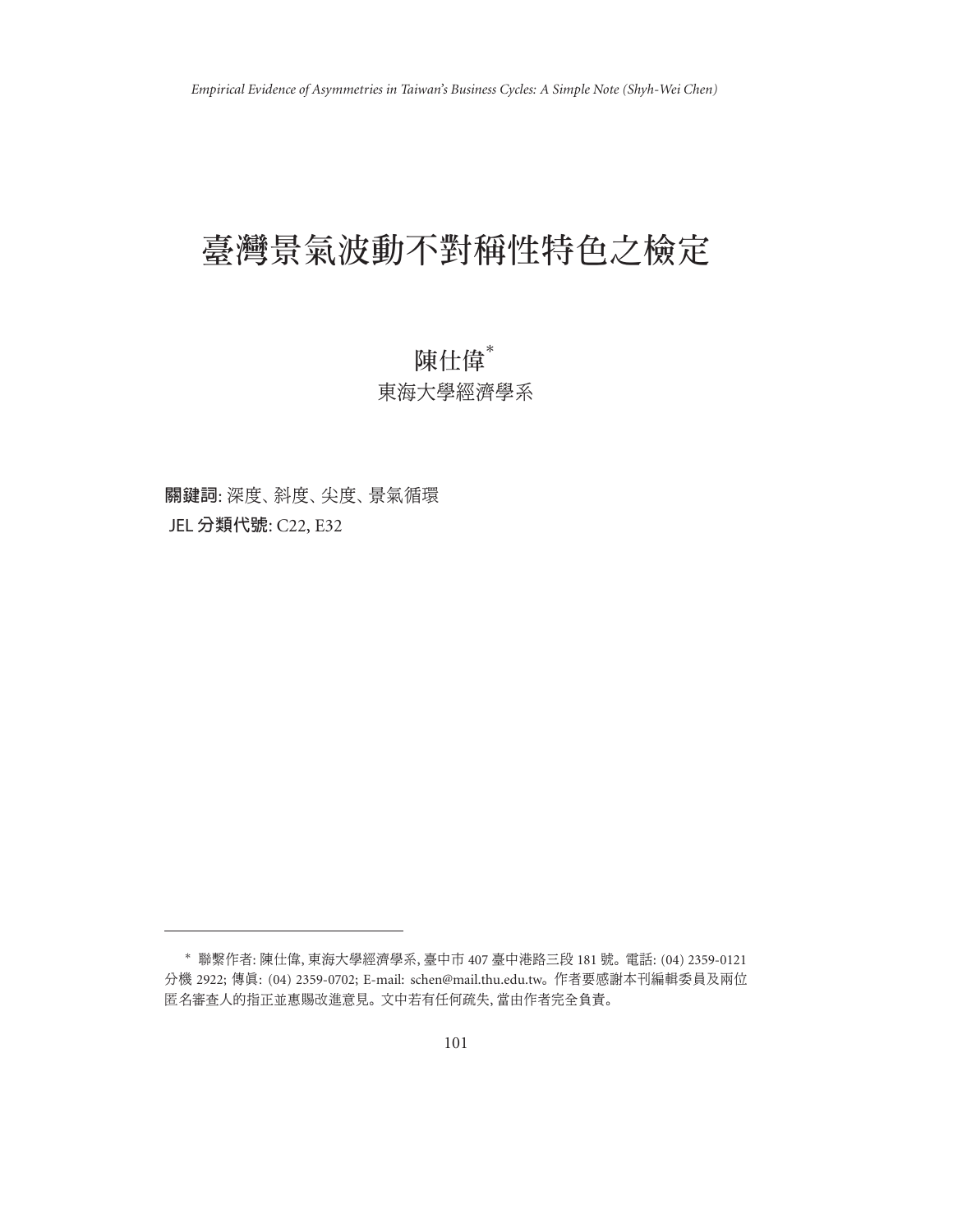# 臺灣景氣波動不對稱性特色之檢定

陳仕偉[*]

東海大學經濟學系

**關鍵詞**: 深度、斜度、尖度、景氣循環

**JEL 分類代號**: C22, E32

---

[*] 聯繫作者: 陳仕偉, 東海大學經濟學系, 臺中市 407 臺中港路三段 181 號。電話: (04) 2359-0121 分機 2922; 傳眞: (04) 2359-0702; E-mail: schen@mail.thu.edu.tw。作者要感謝本刊編輯委員及兩位匿名審查人的指正並惠賜改進意見。文中若有任何疏失, 當由作者完全負責。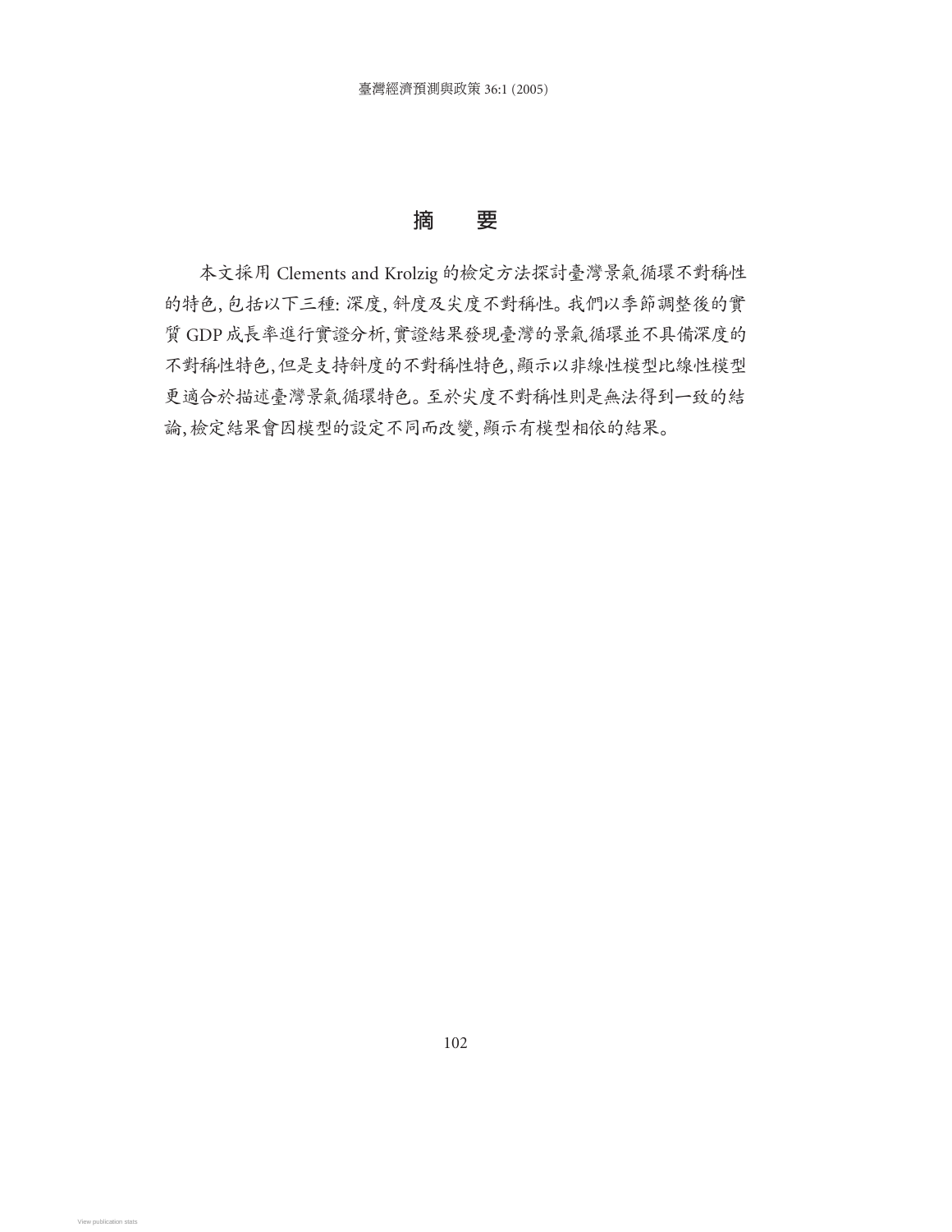# 摘　要

本文採用 Clements and Krolzig 的檢定方法探討臺灣景氣循環不對稱性的特色, 包括以下三種: 深度, 斜度及尖度不對稱性。我們以季節調整後的實質 GDP 成長率進行實證分析, 實證結果發現臺灣的景氣循環並不具備深度的不對稱性特色, 但是支持斜度的不對稱性特色, 顯示以非線性模型比線性模型更適合於描述臺灣景氣循環特色。至於尖度不對稱性則是無法得到一致的結論, 檢定結果會因模型的設定不同而改變, 顯示有模型相依的結果。